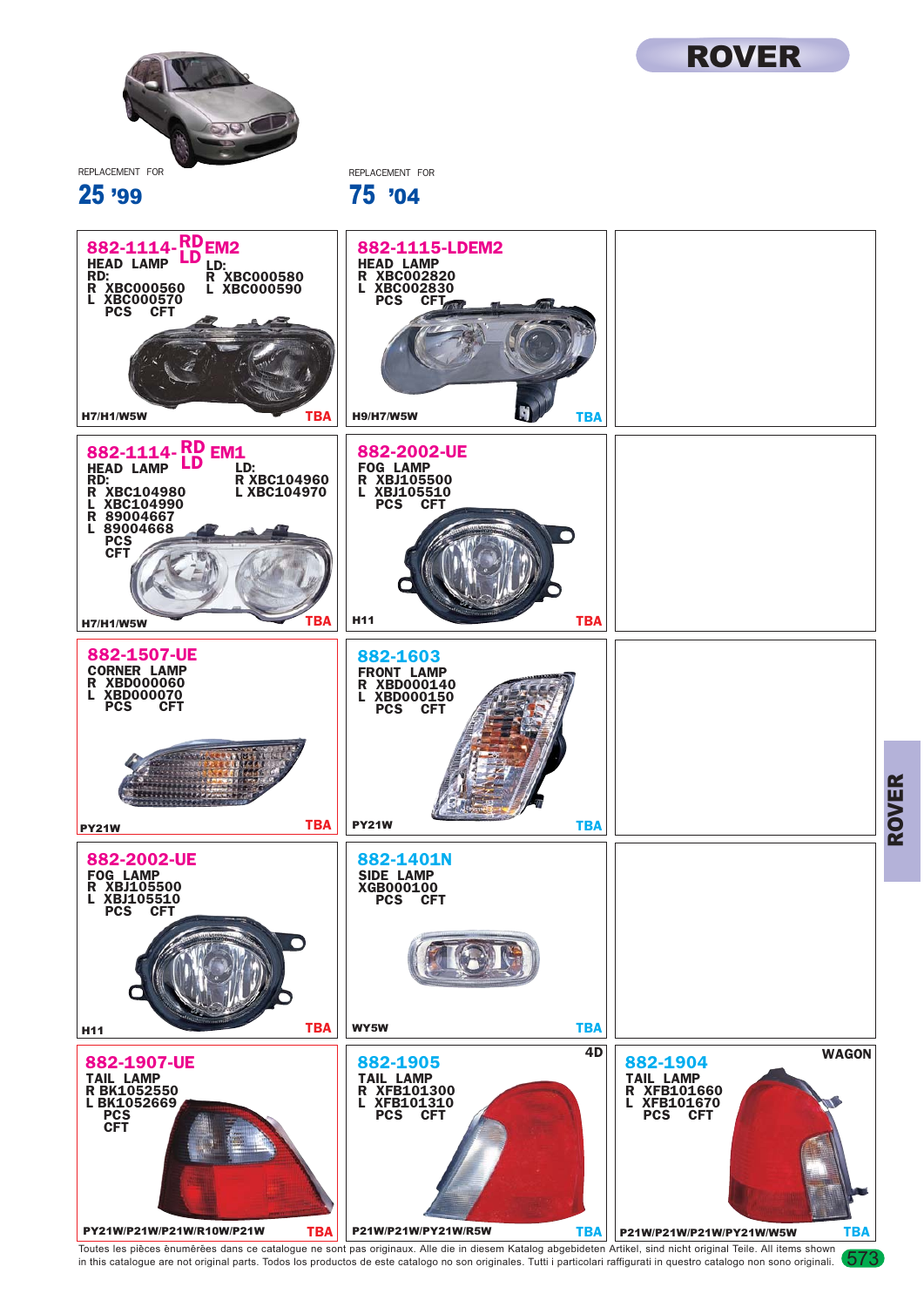# ROVER

REPLACEMENT FOR

## 25 '99

REPLACEMENT FOR

## 75 '04

### 882-1114-RD/LD EM2

HEAD LAMP
RD:
R XBC000560
L XBC000570
LD:
R XBC000580
L XBC000590
PCS CFT

H7/H1/W5W — TBA

### 882-1115-LDEM2

HEAD LAMP
R XBC002820
L XBC002830
PCS CFT

H9/H7/W5W — TBA

### 882-1114-RD/LD EM1

HEAD LAMP
RD:
R XBC104980
L XBC104990
R 89004667
L 89004668
LD:
R XBC104960
L XBC104970
PCS
CFT

H7/H1/W5W — TBA

### 882-2002-UE

FOG LAMP
R XBJ105500
L XBJ105510
PCS CFT

H11 — TBA

### 882-1507-UE

CORNER LAMP
R XBD000060
L XBD000070
PCS CFT

PY21W — TBA

### 882-1603

FRONT LAMP
R XBD000140
L XBD000150
PCS CFT

PY21W — TBA

### 882-2002-UE

FOG LAMP
R XBJ105500
L XBJ105510
PCS CFT

H11 — TBA

### 882-1401N

SIDE LAMP
XGB000100
PCS CFT

WY5W — TBA

### 882-1907-UE

TAIL LAMP
R BK1052550
L BK1052669
PCS
CFT

PY21W/P21W/P21W/R10W/P21W — TBA

### 882-1905

4D

TAIL LAMP
R XFB101300
L XFB101310
PCS CFT

P21W/P21W/PY21W/R5W — TBA

### 882-1904

WAGON

TAIL LAMP
R XFB101660
L XFB101670
PCS CFT

P21W/P21W/P21W/PY21W/W5W — TBA

Toutes les pièces énumérées dans ce catalogue ne sont pas originaux. Alle die in diesem Katalog abgebideten Artikel, sind nicht original Teile. All items shown in this catalogue are not original parts. Todos los productos de este catalogo no son originales. Tutti i particolari raffigurati in questro catalogo non sono originali.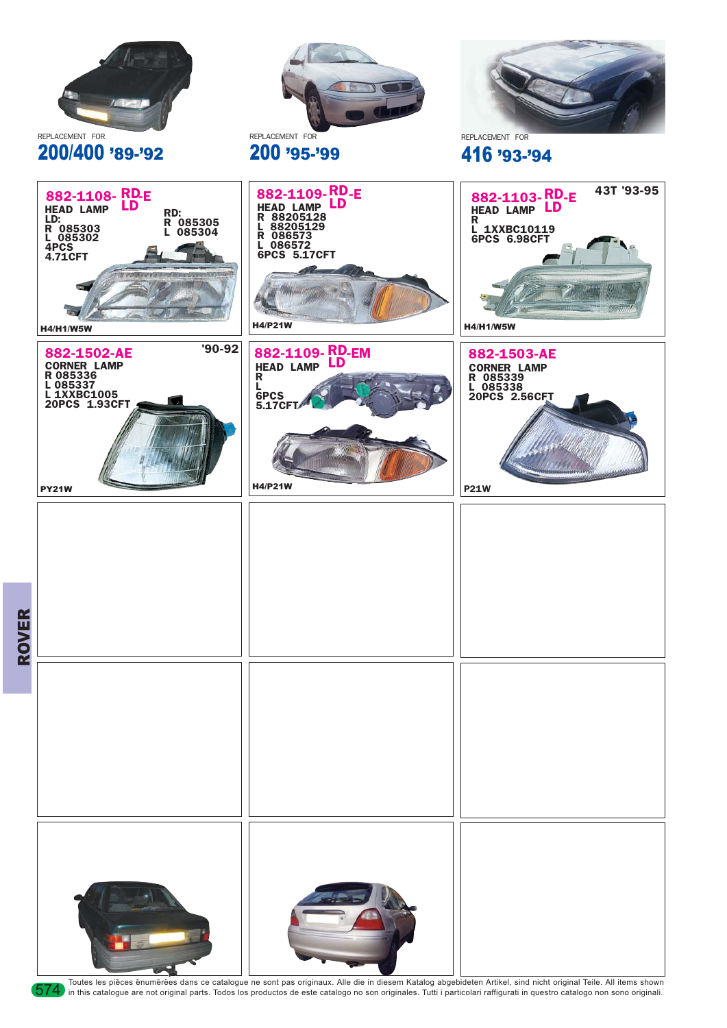REPLACEMENT FOR

## 200/400 '89-'92

REPLACEMENT FOR

## 200 '95-'99

REPLACEMENT FOR

## 416 '93-'94

**882-1108- RD/LD-E**
HEAD LAMP
LD:
R 085303
L 085302
RD:
R 085305
L 085304
4PCS
4.71CFT
H4/H1/W5W

**882-1109- RD/LD-E**
HEAD LAMP
R 88205128
L 88205129
R 086573
L 086572
6PCS 5.17CFT
H4/P21W

**882-1103- RD/LD-E**
43T '93-95
HEAD LAMP
R
L 1XXBC10119
6PCS 6.98CFT
H4/H1/W5W

**882-1502-AE**
'90-92
CORNER LAMP
R 085336
L 085337
L 1XXBC1005
20PCS 1.93CFT
PY21W

**882-1109- RD/LD-EM**
HEAD LAMP
R
L
6PCS
5.17CFT
H4/P21W

**882-1503-AE**
CORNER LAMP
R 085339
L 085338
20PCS 2.56CFT
P21W

ROVER

Toutes les pièces ênumérêes dans ce catalogue ne sont pas originaux. Alle die in diesem Katalog abgebideten Artikel, sind nicht original Teile. All items shown in this catalogue are not original parts. Todos los productos de este catalogo no son originales. Tutti i particolari raffigurati in questro catalogo non sono originali.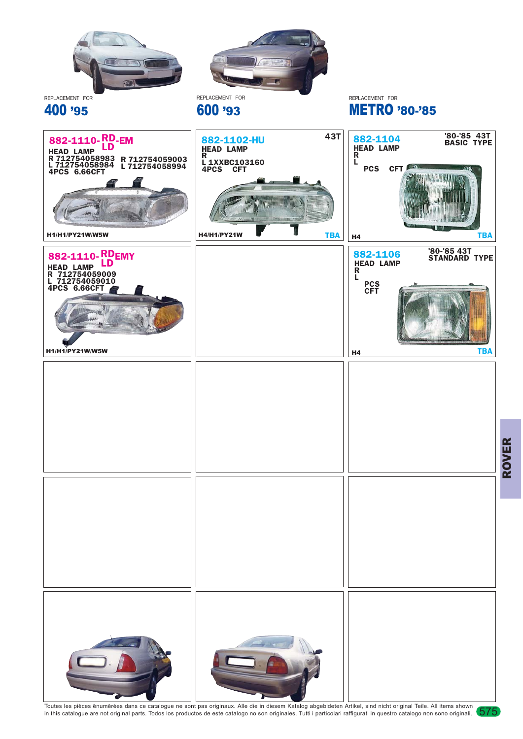REPLACEMENT FOR
## 400 '95

REPLACEMENT FOR
## 600 '93

REPLACEMENT FOR
## METRO '80-'85

**882-1110-RD-EM / LD**
HEAD LAMP
R 712754058983 R 712754059003
L 712754058984 L 712754058994
4PCS 6.66CFT
H1/H1/PY21W/W5W

**882-1102-HU** 43T
HEAD LAMP
R
L 1XXBC103160
4PCS CFT
H4/H1/PY21W
TBA

**882-1104** '80-'85 43T BASIC TYPE
HEAD LAMP
R
L
PCS CFT
H4
TBA

**882-1110-RD-EMY / LD**
HEAD LAMP
R 712754059009
L 712754059010
4PCS 6.66CFT
H1/H1/PY21W/W5W

**882-1106** '80-'85 43T STANDARD TYPE
HEAD LAMP
R
L
PCS
CFT
H4
TBA

ROVER

Toutes les pièces énumérées dans ce catalogue ne sont pas originaux. Alle die in diesem Katalog abgebideten Artikel, sind nicht original Teile. All items shown in this catalogue are not original parts. Todos los productos de este catalogo no son originales. Tutti i particolari raffigurati in questro catalogo non sono originali.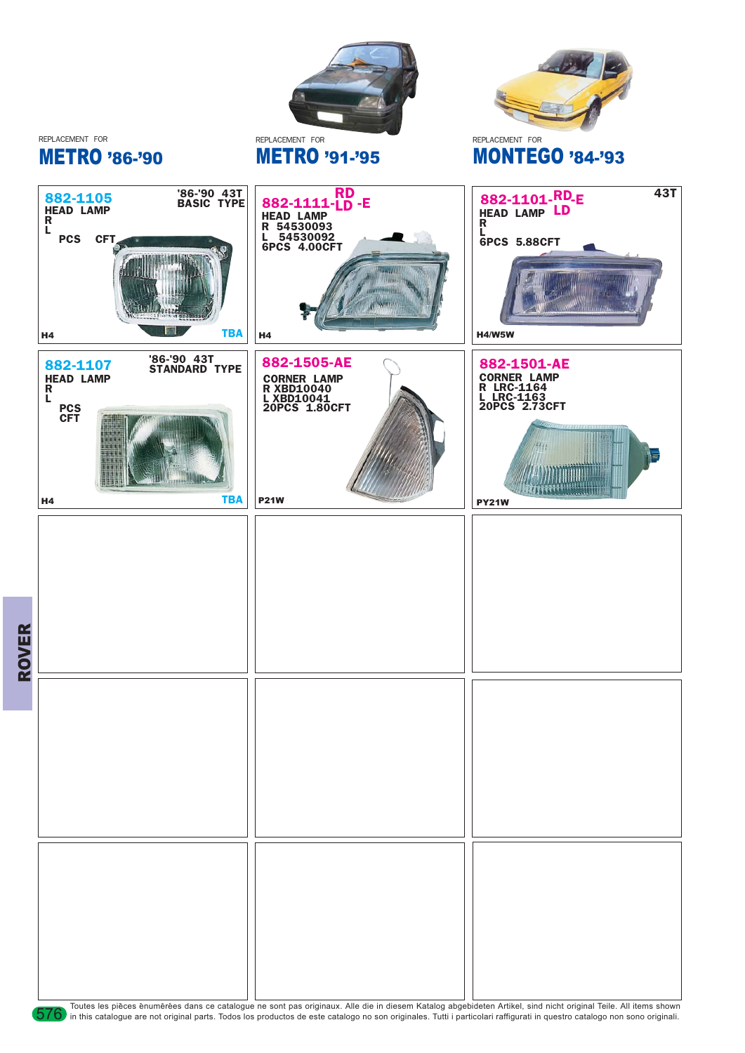REPLACEMENT FOR

## METRO '86-'90

REPLACEMENT FOR

## METRO '91-'95

REPLACEMENT FOR

## MONTEGO '84-'93

**882-1105**
HEAD LAMP
R
L
PCS CFT
'86-'90 43T
BASIC TYPE
H4
TBA

**882-1111-RD/LD-E**
HEAD LAMP
R 54530093
L 54530092
6PCS 4.00CFT
H4

**882-1101-RD/LD-E**
43T
HEAD LAMP
R
L
6PCS 5.88CFT
H4/W5W

**882-1107**
'86-'90 43T
STANDARD TYPE
HEAD LAMP
R
L
PCS
CFT
H4
TBA

**882-1505-AE**
CORNER LAMP
R XBD10040
L XBD10041
20PCS 1.80CFT
P21W

**882-1501-AE**
CORNER LAMP
R LRC-1164
L LRC-1163
20PCS 2.73CFT
PY21W

ROVER

Toutes les pièces ênumêrêes dans ce catalogue ne sont pas originaux. Alle die in diesem Katalog abgebideten Artikel, sind nicht original Teile. All items shown in this catalogue are not original parts. Todos los productos de este catalogo no son originales. Tutti i particolari raffigurati in questro catalogo non sono originali.